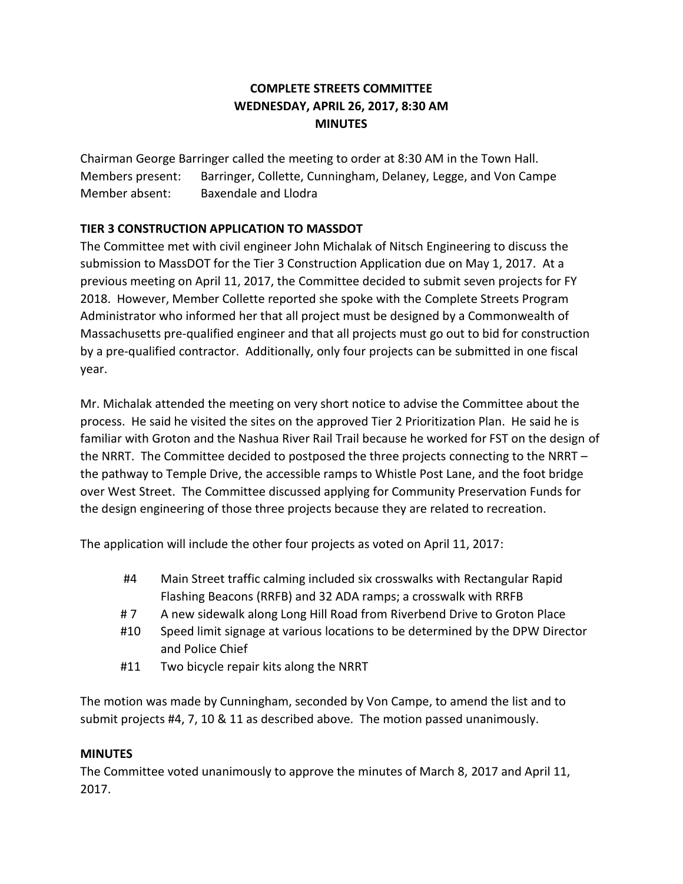# COMPLETE STREETS COMMITTEE
## WEDNESDAY, APRIL 26, 2017, 8:30 AM
## MINUTES

Chairman George Barringer called the meeting to order at 8:30 AM in the Town Hall.
Members present: Barringer, Collette, Cunningham, Delaney, Legge, and Von Campe
Member absent: Baxendale and Llodra

**TIER 3 CONSTRUCTION APPLICATION TO MASSDOT**

The Committee met with civil engineer John Michalak of Nitsch Engineering to discuss the submission to MassDOT for the Tier 3 Construction Application due on May 1, 2017. At a previous meeting on April 11, 2017, the Committee decided to submit seven projects for FY 2018. However, Member Collette reported she spoke with the Complete Streets Program Administrator who informed her that all project must be designed by a Commonwealth of Massachusetts pre-qualified engineer and that all projects must go out to bid for construction by a pre-qualified contractor. Additionally, only four projects can be submitted in one fiscal year.

Mr. Michalak attended the meeting on very short notice to advise the Committee about the process. He said he visited the sites on the approved Tier 2 Prioritization Plan. He said he is familiar with Groton and the Nashua River Rail Trail because he worked for FST on the design of the NRRT. The Committee decided to postposed the three projects connecting to the NRRT – the pathway to Temple Drive, the accessible ramps to Whistle Post Lane, and the foot bridge over West Street. The Committee discussed applying for Community Preservation Funds for the design engineering of those three projects because they are related to recreation.

The application will include the other four projects as voted on April 11, 2017:

- #4 Main Street traffic calming included six crosswalks with Rectangular Rapid Flashing Beacons (RRFB) and 32 ADA ramps; a crosswalk with RRFB
- # 7 A new sidewalk along Long Hill Road from Riverbend Drive to Groton Place
- #10 Speed limit signage at various locations to be determined by the DPW Director and Police Chief
- #11 Two bicycle repair kits along the NRRT

The motion was made by Cunningham, seconded by Von Campe, to amend the list and to submit projects #4, 7, 10 & 11 as described above. The motion passed unanimously.

**MINUTES**

The Committee voted unanimously to approve the minutes of March 8, 2017 and April 11, 2017.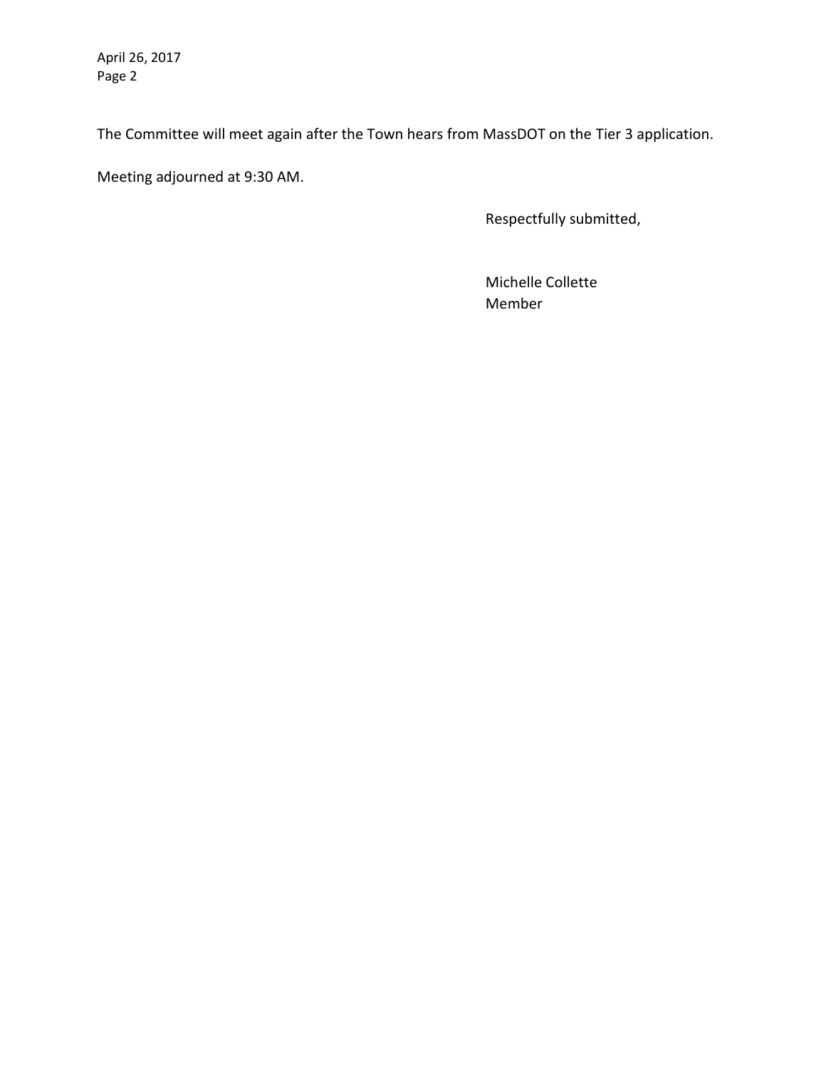The Committee will meet again after the Town hears from MassDOT on the Tier 3 application.

Meeting adjourned at 9:30 AM.

Respectfully submitted,

Michelle Collette
Member